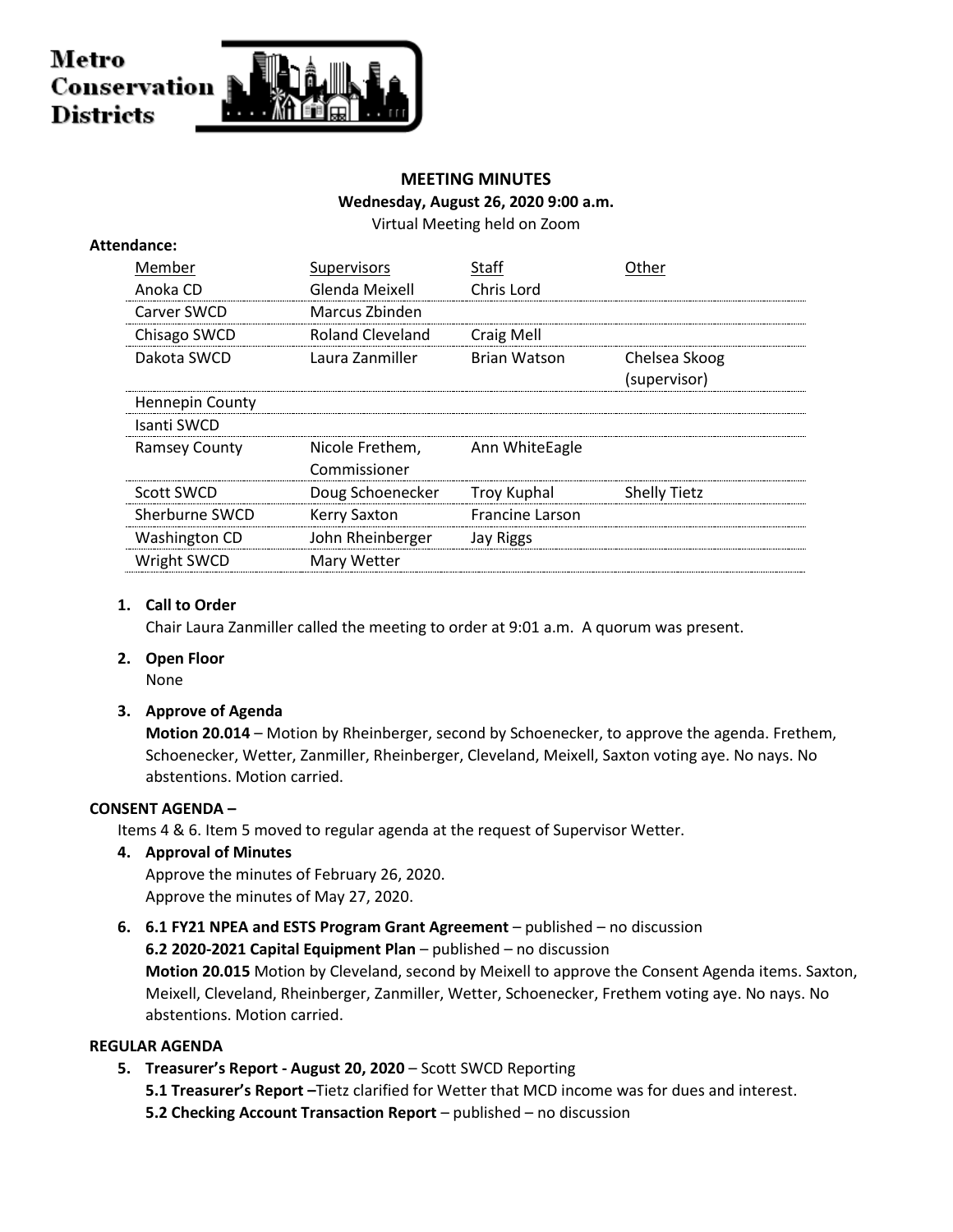Metro Conservation Districts

**MEETING MINUTES**

**Wednesday, August 26, 2020 9:00 a.m.**

Virtual Meeting held on Zoom

**Attendance:**

| Member | Supervisors | Staff | Other |
|---|---|---|---|
| Anoka CD | Glenda Meixell | Chris Lord | |
| Carver SWCD | Marcus Zbinden | | |
| Chisago SWCD | Roland Cleveland | Craig Mell | |
| Dakota SWCD | Laura Zanmiller | Brian Watson | Chelsea Skoog (supervisor) |
| Hennepin County | | | |
| Isanti SWCD | | | |
| Ramsey County | Nicole Frethem, Commissioner | Ann WhiteEagle | |
| Scott SWCD | Doug Schoenecker | Troy Kuphal | Shelly Tietz |
| Sherburne SWCD | Kerry Saxton | Francine Larson | |
| Washington CD | John Rheinberger | Jay Riggs | |
| Wright SWCD | Mary Wetter | | |

1. **Call to Order**
   Chair Laura Zanmiller called the meeting to order at 9:01 a.m. A quorum was present.

2. **Open Floor**
   None

3. **Approve of Agenda**
   **Motion 20.014** – Motion by Rheinberger, second by Schoenecker, to approve the agenda. Frethem, Schoenecker, Wetter, Zanmiller, Rheinberger, Cleveland, Meixell, Saxton voting aye. No nays. No abstentions. Motion carried.

**CONSENT AGENDA –**

Items 4 & 6. Item 5 moved to regular agenda at the request of Supervisor Wetter.

4. **Approval of Minutes**
   Approve the minutes of February 26, 2020.
   Approve the minutes of May 27, 2020.

6. **6.1 FY21 NPEA and ESTS Program Grant Agreement** – published – no discussion
   **6.2 2020-2021 Capital Equipment Plan** – published – no discussion
   **Motion 20.015** Motion by Cleveland, second by Meixell to approve the Consent Agenda items. Saxton, Meixell, Cleveland, Rheinberger, Zanmiller, Wetter, Schoenecker, Frethem voting aye. No nays. No abstentions. Motion carried.

**REGULAR AGENDA**

5. **Treasurer's Report - August 20, 2020** – Scott SWCD Reporting
   **5.1 Treasurer's Report –**Tietz clarified for Wetter that MCD income was for dues and interest.
   **5.2 Checking Account Transaction Report** – published – no discussion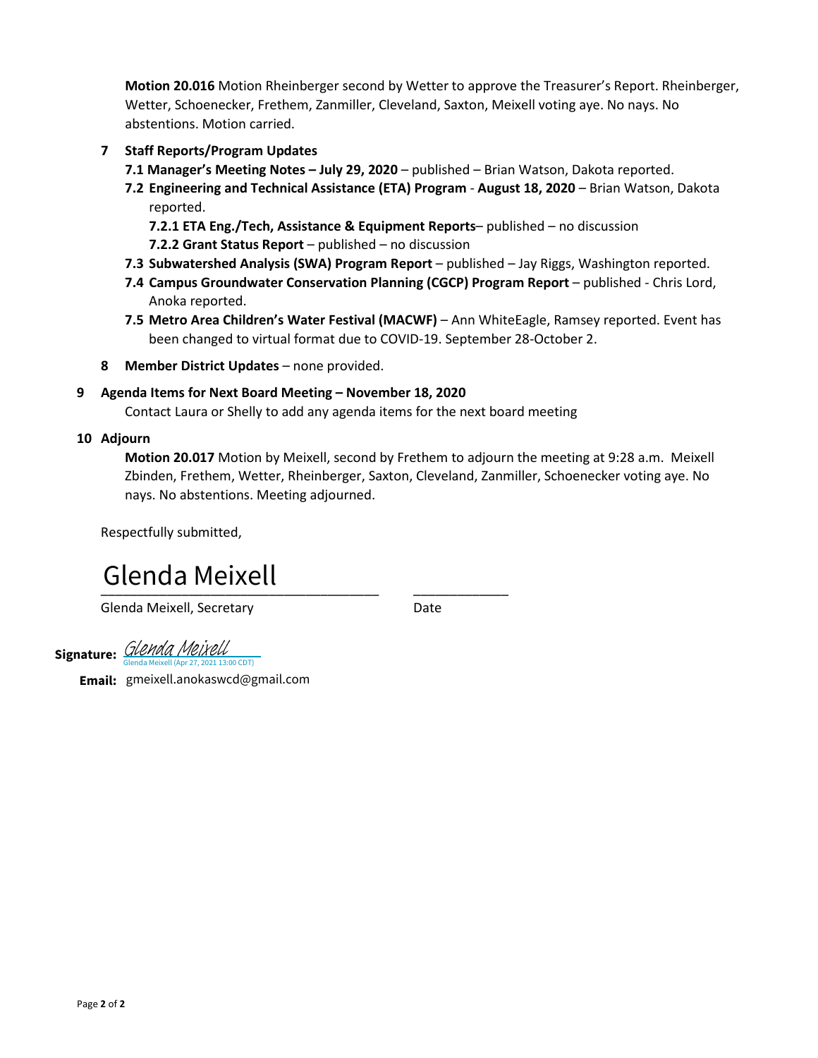**Motion 20.016** Motion Rheinberger second by Wetter to approve the Treasurer's Report. Rheinberger, Wetter, Schoenecker, Frethem, Zanmiller, Cleveland, Saxton, Meixell voting aye. No nays. No abstentions. Motion carried.

**7 Staff Reports/Program Updates**

**7.1 Manager's Meeting Notes – July 29, 2020** – published – Brian Watson, Dakota reported.

**7.2 Engineering and Technical Assistance (ETA) Program** - **August 18, 2020** – Brian Watson, Dakota reported.

**7.2.1 ETA Eng./Tech, Assistance & Equipment Reports**– published – no discussion

**7.2.2 Grant Status Report** – published – no discussion

**7.3 Subwatershed Analysis (SWA) Program Report** – published – Jay Riggs, Washington reported.

**7.4 Campus Groundwater Conservation Planning (CGCP) Program Report** – published - Chris Lord, Anoka reported.

**7.5 Metro Area Children's Water Festival (MACWF)** – Ann WhiteEagle, Ramsey reported. Event has been changed to virtual format due to COVID-19. September 28-October 2.

**8 Member District Updates** – none provided.

**9 Agenda Items for Next Board Meeting – November 18, 2020**

Contact Laura or Shelly to add any agenda items for the next board meeting

**10 Adjourn**

**Motion 20.017** Motion by Meixell, second by Frethem to adjourn the meeting at 9:28 a.m. Meixell Zbinden, Frethem, Wetter, Rheinberger, Saxton, Cleveland, Zanmiller, Schoenecker voting aye. No nays. No abstentions. Meeting adjourned.

Respectfully submitted,

Glenda Meixell
___________________________________ ____________

Glenda Meixell, Secretary Date

**Signature:** Glenda Meixell
Glenda Meixell (Apr 27, 2021 13:00 CDT)

**Email:** gmeixell.anokaswcd@gmail.com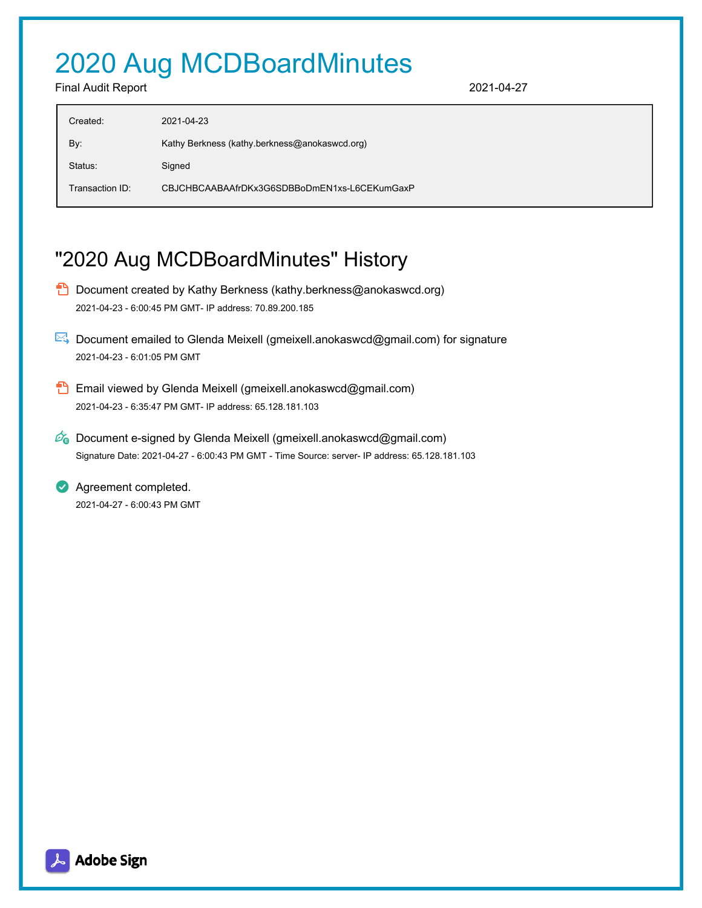# 2020 Aug MCDBoardMinutes

Final Audit Report 2021-04-27

| | |
|---|---|
| Created: | 2021-04-23 |
| By: | Kathy Berkness (kathy.berkness@anokaswcd.org) |
| Status: | Signed |
| Transaction ID: | CBJCHBCAABAAfrDKx3G6SDBBoDmEN1xs-L6CEKumGaxP |

## "2020 Aug MCDBoardMinutes" History

- Document created by Kathy Berkness (kathy.berkness@anokaswcd.org)
  2021-04-23 - 6:00:45 PM GMT- IP address: 70.89.200.185

- Document emailed to Glenda Meixell (gmeixell.anokaswcd@gmail.com) for signature
  2021-04-23 - 6:01:05 PM GMT

- Email viewed by Glenda Meixell (gmeixell.anokaswcd@gmail.com)
  2021-04-23 - 6:35:47 PM GMT- IP address: 65.128.181.103

- Document e-signed by Glenda Meixell (gmeixell.anokaswcd@gmail.com)
  Signature Date: 2021-04-27 - 6:00:43 PM GMT - Time Source: server- IP address: 65.128.181.103

- Agreement completed.
  2021-04-27 - 6:00:43 PM GMT

Adobe Sign